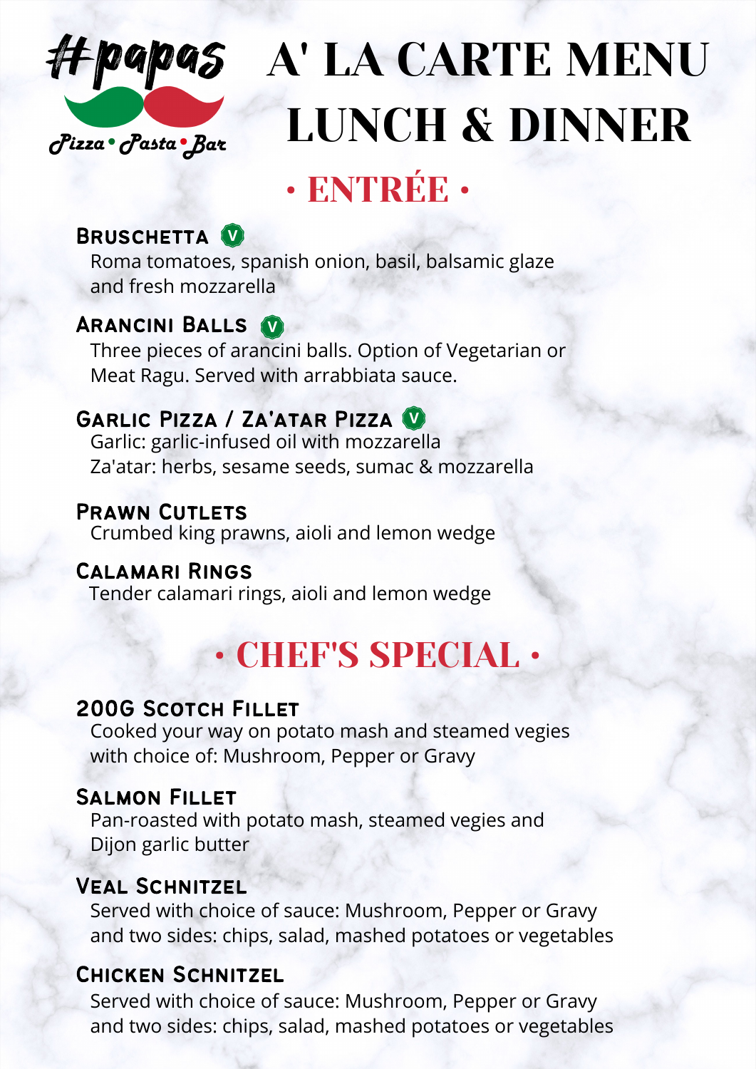#papas

Pizza • Pasta • Bar

# A' LA CARTE MENU LUNCH & DINNER

## • ENTRÉE •

### Bruschetta (V)

Roma tomatoes, spanish onion, basil, balsamic glaze and fresh mozzarella

### Arancini Balls (V)

Three pieces of arancini balls. Option of Vegetarian or Meat Ragu. Served with arrabbiata sauce.

### Garlic Pizza / Za'atar Pizza (V)

Garlic: garlic-infused oil with mozzarella
Za'atar: herbs, sesame seeds, sumac & mozzarella

### Prawn Cutlets

Crumbed king prawns, aioli and lemon wedge

### Calamari Rings

Tender calamari rings, aioli and lemon wedge

## • CHEF'S SPECIAL •

### 200G Scotch Fillet

Cooked your way on potato mash and steamed vegies with choice of: Mushroom, Pepper or Gravy

### Salmon Fillet

Pan-roasted with potato mash, steamed vegies and Dijon garlic butter

### Veal Schnitzel

Served with choice of sauce: Mushroom, Pepper or Gravy and two sides: chips, salad, mashed potatoes or vegetables

### Chicken Schnitzel

Served with choice of sauce: Mushroom, Pepper or Gravy and two sides: chips, salad, mashed potatoes or vegetables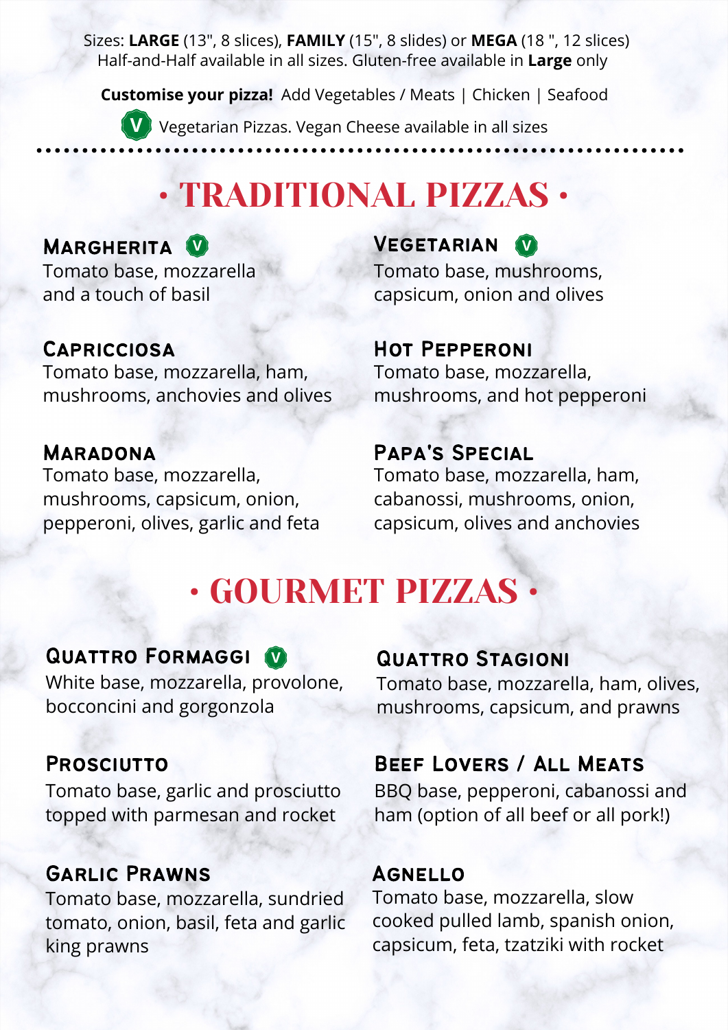Sizes: **LARGE** (13", 8 slices), **FAMILY** (15", 8 slides) or **MEGA** (18 ", 12 slices)
Half-and-Half available in all sizes. Gluten-free available in **Large** only

**Customise your pizza!** Add Vegetables / Meats | Chicken | Seafood

(V) Vegetarian Pizzas. Vegan Cheese available in all sizes

# • TRADITIONAL PIZZAS •

### MARGHERITA (V)
Tomato base, mozzarella and a touch of basil

### CAPRICCIOSA
Tomato base, mozzarella, ham, mushrooms, anchovies and olives

### MARADONA
Tomato base, mozzarella, mushrooms, capsicum, onion, pepperoni, olives, garlic and feta

### VEGETARIAN (V)
Tomato base, mushrooms, capsicum, onion and olives

### HOT PEPPERONI
Tomato base, mozzarella, mushrooms, and hot pepperoni

### PAPA'S SPECIAL
Tomato base, mozzarella, ham, cabanossi, mushrooms, onion, capsicum, olives and anchovies

# • GOURMET PIZZAS •

### QUATTRO FORMAGGI (V)
White base, mozzarella, provolone, bocconcini and gorgonzola

### PROSCIUTTO
Tomato base, garlic and prosciutto topped with parmesan and rocket

### GARLIC PRAWNS
Tomato base, mozzarella, sundried tomato, onion, basil, feta and garlic king prawns

### QUATTRO STAGIONI
Tomato base, mozzarella, ham, olives, mushrooms, capsicum, and prawns

### BEEF LOVERS / ALL MEATS
BBQ base, pepperoni, cabanossi and ham (option of all beef or all pork!)

### AGNELLO
Tomato base, mozzarella, slow cooked pulled lamb, spanish onion, capsicum, feta, tzatziki with rocket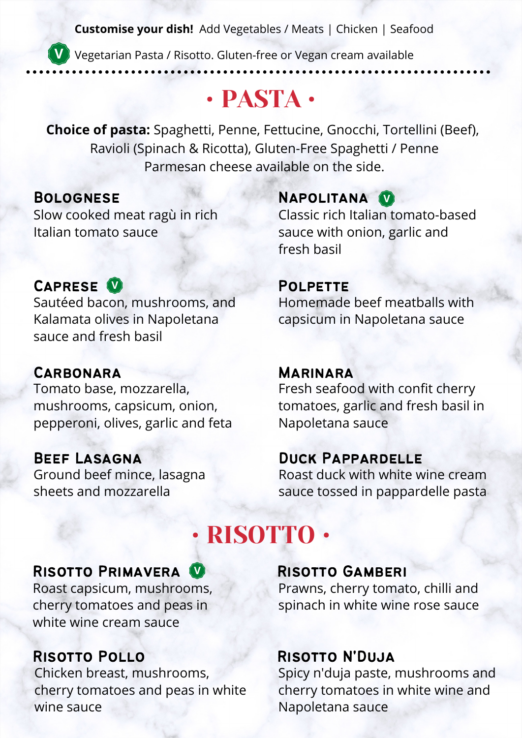**Customise your dish!** Add Vegetables / Meats | Chicken | Seafood

(V) Vegetarian Pasta / Risotto. Gluten-free or Vegan cream available

# • PASTA •

**Choice of pasta:** Spaghetti, Penne, Fettucine, Gnocchi, Tortellini (Beef), Ravioli (Spinach & Ricotta), Gluten-Free Spaghetti / Penne
Parmesan cheese available on the side.

### Bolognese
Slow cooked meat ragù in rich Italian tomato sauce

### Caprese (V)
Sautéed bacon, mushrooms, and Kalamata olives in Napoletana sauce and fresh basil

### Carbonara
Tomato base, mozzarella, mushrooms, capsicum, onion, pepperoni, olives, garlic and feta

### Beef Lasagna
Ground beef mince, lasagna sheets and mozzarella

### Napolitana (V)
Classic rich Italian tomato-based sauce with onion, garlic and fresh basil

### Polpette
Homemade beef meatballs with capsicum in Napoletana sauce

### Marinara
Fresh seafood with confit cherry tomatoes, garlic and fresh basil in Napoletana sauce

### Duck Pappardelle
Roast duck with white wine cream sauce tossed in pappardelle pasta

# • RISOTTO •

### Risotto Primavera (V)
Roast capsicum, mushrooms, cherry tomatoes and peas in white wine cream sauce

### Risotto Pollo
Chicken breast, mushrooms, cherry tomatoes and peas in white wine sauce

### Risotto Gamberi
Prawns, cherry tomato, chilli and spinach in white wine rose sauce

### Risotto N'Duja
Spicy n'duja paste, mushrooms and cherry tomatoes in white wine and Napoletana sauce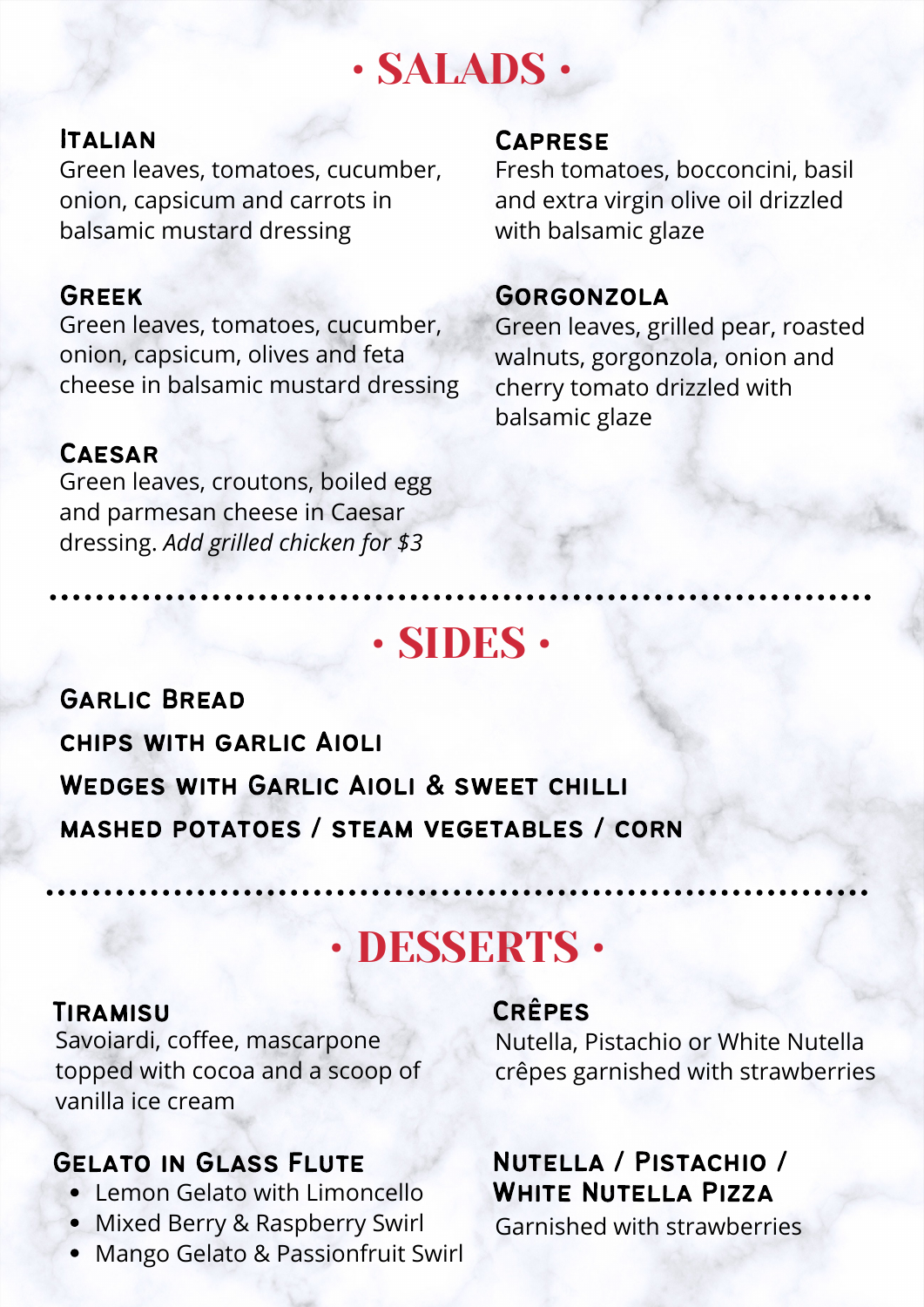# • SALADS •

### Italian
Green leaves, tomatoes, cucumber, onion, capsicum and carrots in balsamic mustard dressing

### Greek
Green leaves, tomatoes, cucumber, onion, capsicum, olives and feta cheese in balsamic mustard dressing

### Caesar
Green leaves, croutons, boiled egg and parmesan cheese in Caesar dressing. *Add grilled chicken for $3*

### Caprese
Fresh tomatoes, bocconcini, basil and extra virgin olive oil drizzled with balsamic glaze

### Gorgonzola
Green leaves, grilled pear, roasted walnuts, gorgonzola, onion and cherry tomato drizzled with balsamic glaze

# • SIDES •

**Garlic Bread**

**chips with garlic Aioli**

**Wedges with Garlic Aioli & sweet chilli**

**mashed potatoes / steam vegetables / corn**

# • DESSERTS •

### Tiramisu
Savoiardi, coffee, mascarpone topped with cocoa and a scoop of vanilla ice cream

### Gelato in Glass Flute
- Lemon Gelato with Limoncello
- Mixed Berry & Raspberry Swirl
- Mango Gelato & Passionfruit Swirl

### Crêpes
Nutella, Pistachio or White Nutella crêpes garnished with strawberries

### Nutella / Pistachio / White Nutella Pizza
Garnished with strawberries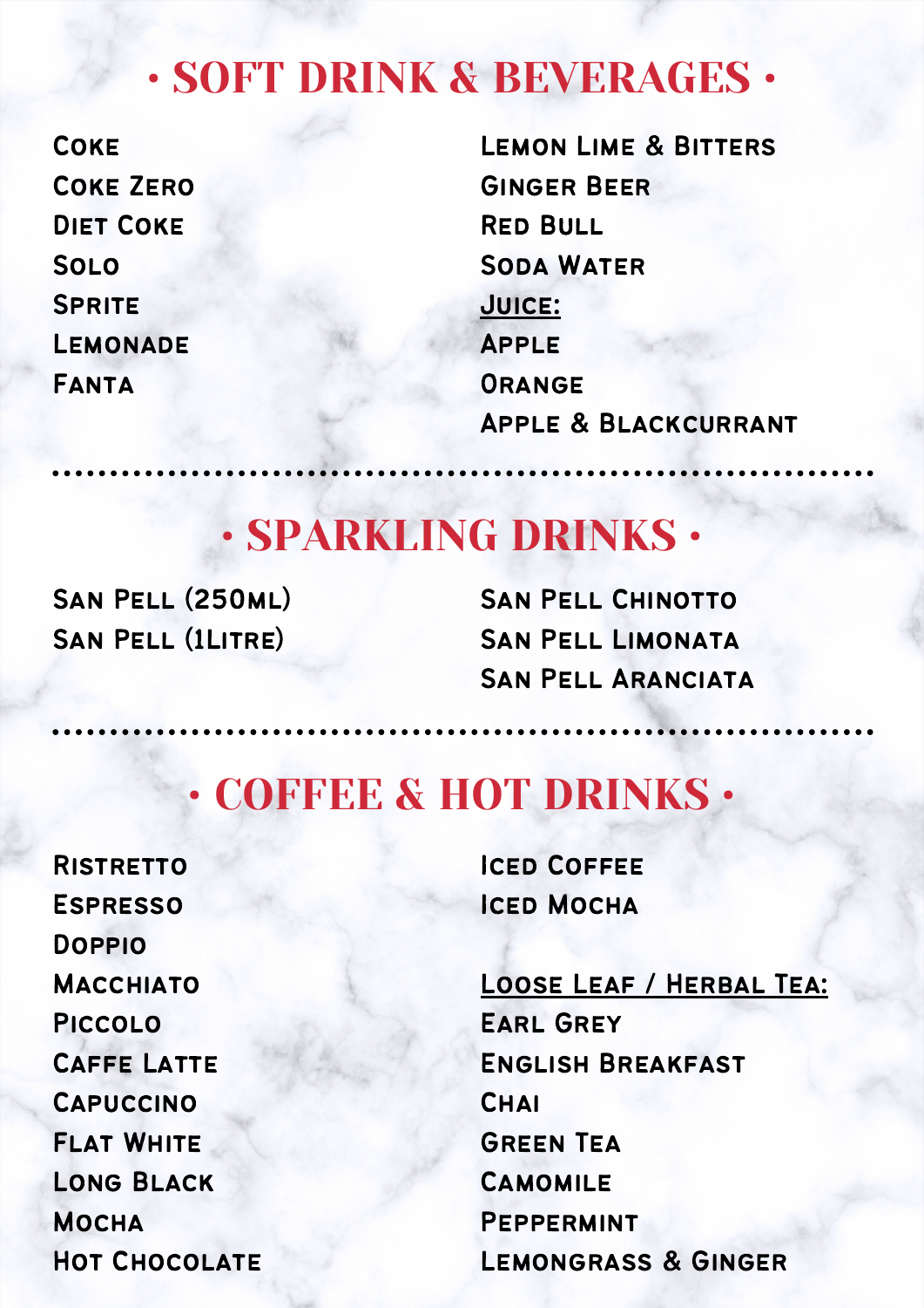# • SOFT DRINK & BEVERAGES •

Coke
Coke Zero
Diet Coke
Solo
Sprite
Lemonade
Fanta

Lemon Lime & Bitters
Ginger Beer
Red Bull
Soda Water

Juice:

Apple
Orange
Apple & Blackcurrant

---

# • SPARKLING DRINKS •

San Pell (250ml)
San Pell (1Litre)

San Pell Chinotto
San Pell Limonata
San Pell Aranciata

---

# • COFFEE & HOT DRINKS •

Ristretto
Espresso
Doppio
Macchiato
Piccolo
Caffe Latte
Capuccino
Flat White
Long Black
Mocha
Hot Chocolate

Iced Coffee
Iced Mocha

Loose Leaf / Herbal Tea:

Earl Grey
English Breakfast
Chai
Green Tea
Camomile
Peppermint
Lemongrass & Ginger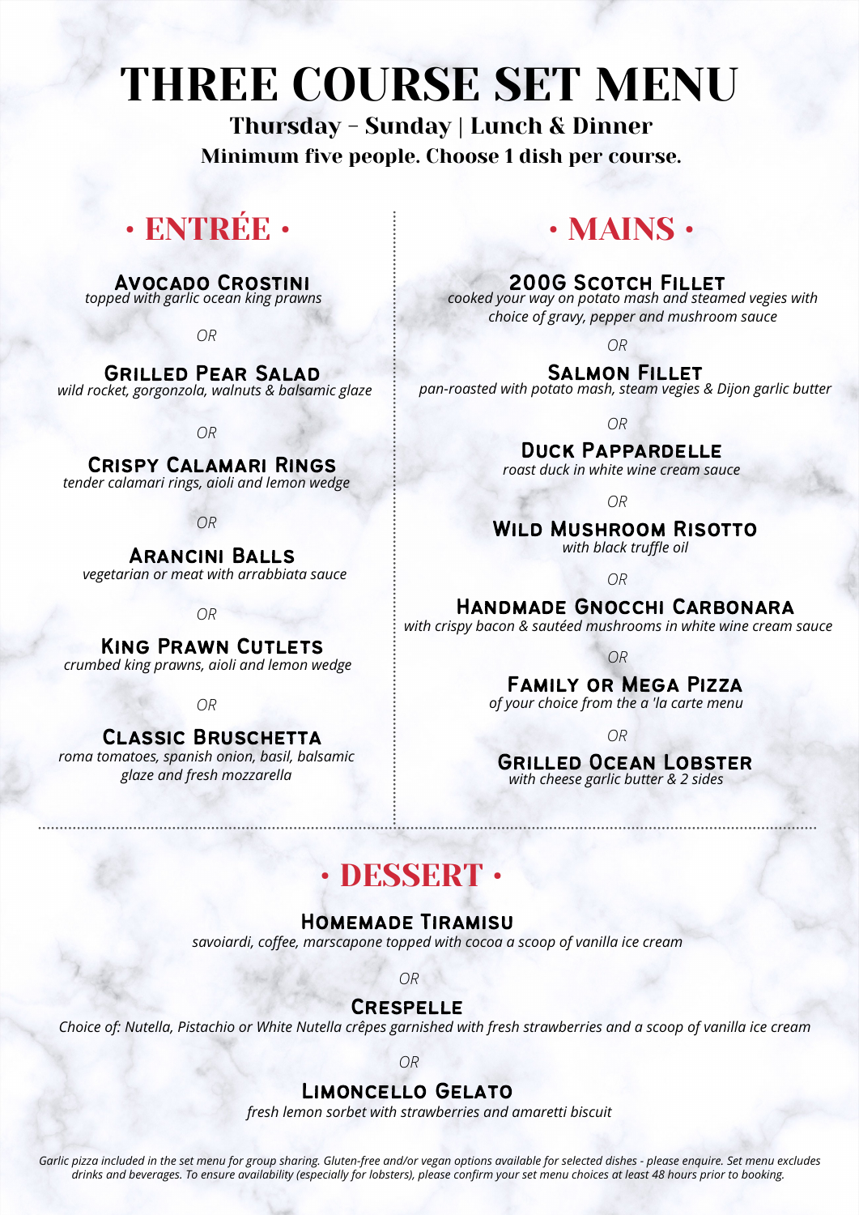# THREE COURSE SET MENU

**Thursday – Sunday | Lunch & Dinner**

**Minimum five people. Choose 1 dish per course.**

## • ENTRÉE •

### Avocado Crostini
*topped with garlic ocean king prawns*

*OR*

### Grilled Pear Salad
*wild rocket, gorgonzola, walnuts & balsamic glaze*

*OR*

### Crispy Calamari Rings
*tender calamari rings, aioli and lemon wedge*

*OR*

### Arancini Balls
*vegetarian or meat with arrabbiata sauce*

*OR*

### King Prawn Cutlets
*crumbed king prawns, aioli and lemon wedge*

*OR*

### Classic Bruschetta
*roma tomatoes, spanish onion, basil, balsamic glaze and fresh mozzarella*

## • MAINS •

### 200G Scotch Fillet
*cooked your way on potato mash and steamed vegies with choice of gravy, pepper and mushroom sauce*

*OR*

### Salmon Fillet
*pan-roasted with potato mash, steam vegies & Dijon garlic butter*

*OR*

### Duck Pappardelle
*roast duck in white wine cream sauce*

*OR*

### Wild Mushroom Risotto
*with black truffle oil*

*OR*

### Handmade Gnocchi Carbonara
*with crispy bacon & sautéed mushrooms in white wine cream sauce*

*OR*

### Family or Mega Pizza
*of your choice from the a 'la carte menu*

*OR*

### Grilled Ocean Lobster
*with cheese garlic butter & 2 sides*

## • DESSERT •

### Homemade Tiramisu
*savoiardi, coffee, marscapone topped with cocoa a scoop of vanilla ice cream*

*OR*

### Crespelle
*Choice of: Nutella, Pistachio or White Nutella crêpes garnished with fresh strawberries and a scoop of vanilla ice cream*

*OR*

### Limoncello Gelato
*fresh lemon sorbet with strawberries and amaretti biscuit*

*Garlic pizza included in the set menu for group sharing. Gluten-free and/or vegan options available for selected dishes - please enquire. Set menu excludes drinks and beverages. To ensure availability (especially for lobsters), please confirm your set menu choices at least 48 hours prior to booking.*